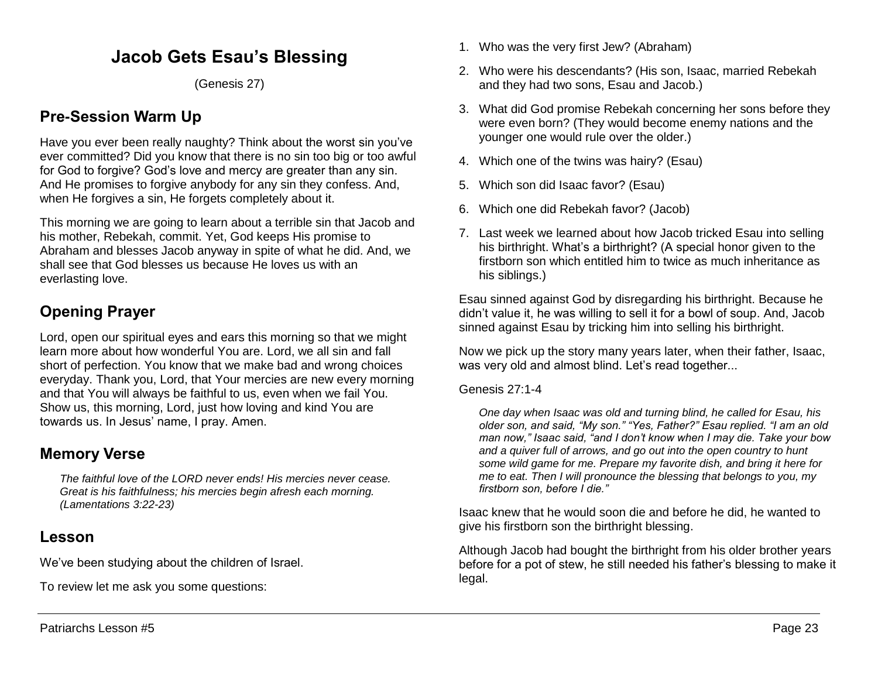# Jacob Gets Esau's Blessing

(Genesis 27)

## Pre-Session Warm Up

Have you ever been really naughty? Think about the worst sin you've ever committed? Did you know that there is no sin too big or too awful for God to forgive? God's love and mercy are greater than any sin. And He promises to forgive anybody for any sin they confess. And, when He forgives a sin, He forgets completely about it.

This morning we are going to learn about a terrible sin that Jacob and his mother, Rebekah, commit. Yet, God keeps His promise to Abraham and blesses Jacob anyway in spite of what he did. And, we shall see that God blesses us because He loves us with an everlasting love.

## Opening Prayer

Lord, open our spiritual eyes and ears this morning so that we might learn more about how wonderful You are. Lord, we all sin and fall short of perfection. You know that we make bad and wrong choices everyday. Thank you, Lord, that Your mercies are new every morning and that You will always be faithful to us, even when we fail You. Show us, this morning, Lord, just how loving and kind You are towards us. In Jesus' name, I pray. Amen.

## Memory Verse

> *The faithful love of the LORD never ends! His mercies never cease. Great is his faithfulness; his mercies begin afresh each morning. (Lamentations 3:22-23)*

## Lesson

We've been studying about the children of Israel.

To review let me ask you some questions:

1. Who was the very first Jew? (Abraham)
2. Who were his descendants? (His son, Isaac, married Rebekah and they had two sons, Esau and Jacob.)
3. What did God promise Rebekah concerning her sons before they were even born? (They would become enemy nations and the younger one would rule over the older.)
4. Which one of the twins was hairy? (Esau)
5. Which son did Isaac favor? (Esau)
6. Which one did Rebekah favor? (Jacob)
7. Last week we learned about how Jacob tricked Esau into selling his birthright. What's a birthright? (A special honor given to the firstborn son which entitled him to twice as much inheritance as his siblings.)

Esau sinned against God by disregarding his birthright. Because he didn't value it, he was willing to sell it for a bowl of soup. And, Jacob sinned against Esau by tricking him into selling his birthright.

Now we pick up the story many years later, when their father, Isaac, was very old and almost blind. Let's read together...

Genesis 27:1-4

> *One day when Isaac was old and turning blind, he called for Esau, his older son, and said, "My son." "Yes, Father?" Esau replied. "I am an old man now," Isaac said, "and I don't know when I may die. Take your bow and a quiver full of arrows, and go out into the open country to hunt some wild game for me. Prepare my favorite dish, and bring it here for me to eat. Then I will pronounce the blessing that belongs to you, my firstborn son, before I die."*

Isaac knew that he would soon die and before he did, he wanted to give his firstborn son the birthright blessing.

Although Jacob had bought the birthright from his older brother years before for a pot of stew, he still needed his father's blessing to make it legal.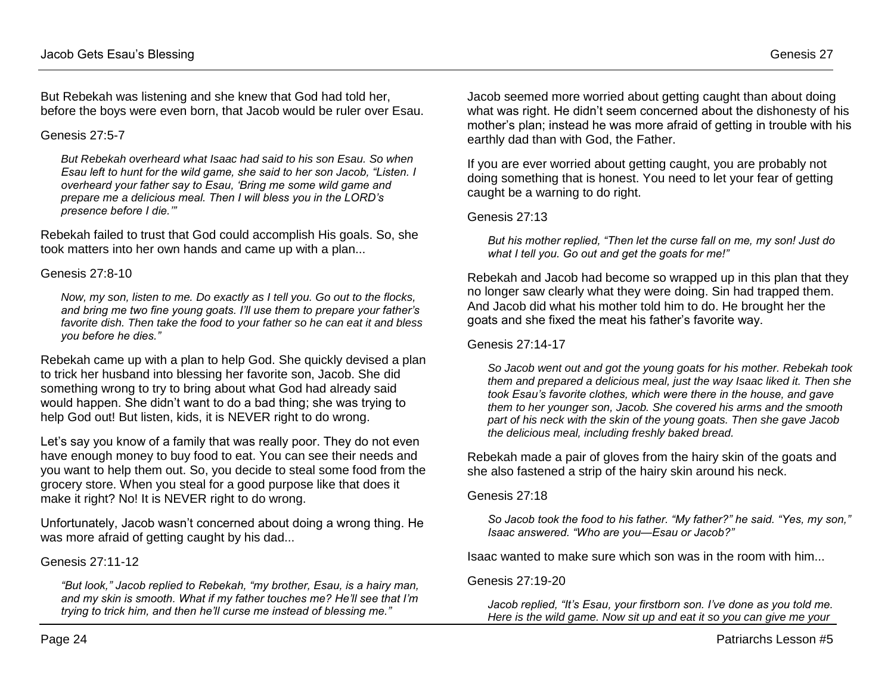But Rebekah was listening and she knew that God had told her, before the boys were even born, that Jacob would be ruler over Esau.

Genesis 27:5-7

> *But Rebekah overheard what Isaac had said to his son Esau. So when Esau left to hunt for the wild game, she said to her son Jacob, "Listen. I overheard your father say to Esau, 'Bring me some wild game and prepare me a delicious meal. Then I will bless you in the LORD's presence before I die.'"*

Rebekah failed to trust that God could accomplish His goals. So, she took matters into her own hands and came up with a plan...

Genesis 27:8-10

> *Now, my son, listen to me. Do exactly as I tell you. Go out to the flocks, and bring me two fine young goats. I'll use them to prepare your father's favorite dish. Then take the food to your father so he can eat it and bless you before he dies."*

Rebekah came up with a plan to help God. She quickly devised a plan to trick her husband into blessing her favorite son, Jacob. She did something wrong to try to bring about what God had already said would happen. She didn't want to do a bad thing; she was trying to help God out! But listen, kids, it is NEVER right to do wrong.

Let's say you know of a family that was really poor. They do not even have enough money to buy food to eat. You can see their needs and you want to help them out. So, you decide to steal some food from the grocery store. When you steal for a good purpose like that does it make it right? No! It is NEVER right to do wrong.

Unfortunately, Jacob wasn't concerned about doing a wrong thing. He was more afraid of getting caught by his dad...

Genesis 27:11-12

> *"But look," Jacob replied to Rebekah, "my brother, Esau, is a hairy man, and my skin is smooth. What if my father touches me? He'll see that I'm trying to trick him, and then he'll curse me instead of blessing me."*

Jacob seemed more worried about getting caught than about doing what was right. He didn't seem concerned about the dishonesty of his mother's plan; instead he was more afraid of getting in trouble with his earthly dad than with God, the Father.

If you are ever worried about getting caught, you are probably not doing something that is honest. You need to let your fear of getting caught be a warning to do right.

Genesis 27:13

> *But his mother replied, "Then let the curse fall on me, my son! Just do what I tell you. Go out and get the goats for me!"*

Rebekah and Jacob had become so wrapped up in this plan that they no longer saw clearly what they were doing. Sin had trapped them. And Jacob did what his mother told him to do. He brought her the goats and she fixed the meat his father's favorite way.

Genesis 27:14-17

> *So Jacob went out and got the young goats for his mother. Rebekah took them and prepared a delicious meal, just the way Isaac liked it. Then she took Esau's favorite clothes, which were there in the house, and gave them to her younger son, Jacob. She covered his arms and the smooth part of his neck with the skin of the young goats. Then she gave Jacob the delicious meal, including freshly baked bread.*

Rebekah made a pair of gloves from the hairy skin of the goats and she also fastened a strip of the hairy skin around his neck.

Genesis 27:18

> *So Jacob took the food to his father. "My father?" he said. "Yes, my son," Isaac answered. "Who are you—Esau or Jacob?"*

Isaac wanted to make sure which son was in the room with him...

Genesis 27:19-20

> *Jacob replied, "It's Esau, your firstborn son. I've done as you told me. Here is the wild game. Now sit up and eat it so you can give me your*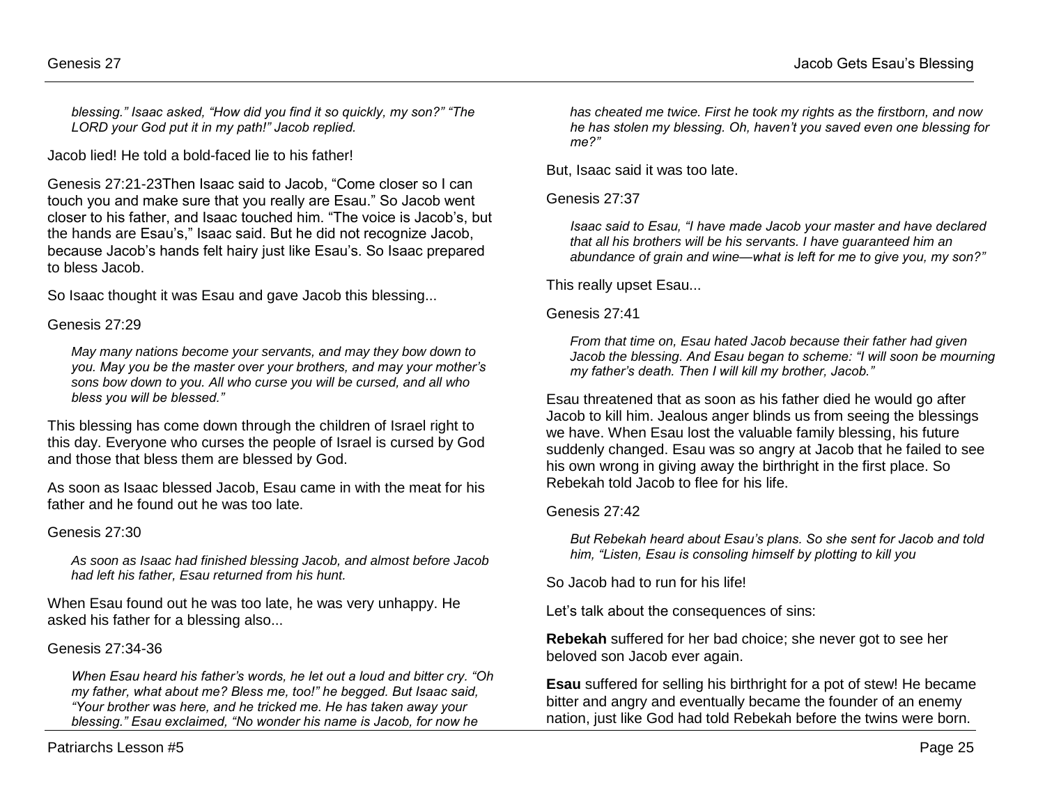*blessing." Isaac asked, "How did you find it so quickly, my son?" "The LORD your God put it in my path!" Jacob replied.*

Jacob lied! He told a bold-faced lie to his father!

Genesis 27:21-23Then Isaac said to Jacob, "Come closer so I can touch you and make sure that you really are Esau." So Jacob went closer to his father, and Isaac touched him. "The voice is Jacob's, but the hands are Esau's," Isaac said. But he did not recognize Jacob, because Jacob's hands felt hairy just like Esau's. So Isaac prepared to bless Jacob.

So Isaac thought it was Esau and gave Jacob this blessing...

Genesis 27:29

*May many nations become your servants, and may they bow down to you. May you be the master over your brothers, and may your mother's sons bow down to you. All who curse you will be cursed, and all who bless you will be blessed."*

This blessing has come down through the children of Israel right to this day. Everyone who curses the people of Israel is cursed by God and those that bless them are blessed by God.

As soon as Isaac blessed Jacob, Esau came in with the meat for his father and he found out he was too late.

Genesis 27:30

*As soon as Isaac had finished blessing Jacob, and almost before Jacob had left his father, Esau returned from his hunt.*

When Esau found out he was too late, he was very unhappy. He asked his father for a blessing also...

Genesis 27:34-36

*When Esau heard his father's words, he let out a loud and bitter cry. "Oh my father, what about me? Bless me, too!" he begged. But Isaac said, "Your brother was here, and he tricked me. He has taken away your blessing." Esau exclaimed, "No wonder his name is Jacob, for now he has cheated me twice. First he took my rights as the firstborn, and now he has stolen my blessing. Oh, haven't you saved even one blessing for me?"*

But, Isaac said it was too late.

Genesis 27:37

*Isaac said to Esau, "I have made Jacob your master and have declared that all his brothers will be his servants. I have guaranteed him an abundance of grain and wine—what is left for me to give you, my son?"*

This really upset Esau...

Genesis 27:41

*From that time on, Esau hated Jacob because their father had given Jacob the blessing. And Esau began to scheme: "I will soon be mourning my father's death. Then I will kill my brother, Jacob."*

Esau threatened that as soon as his father died he would go after Jacob to kill him. Jealous anger blinds us from seeing the blessings we have. When Esau lost the valuable family blessing, his future suddenly changed. Esau was so angry at Jacob that he failed to see his own wrong in giving away the birthright in the first place. So Rebekah told Jacob to flee for his life.

Genesis 27:42

*But Rebekah heard about Esau's plans. So she sent for Jacob and told him, "Listen, Esau is consoling himself by plotting to kill you*

So Jacob had to run for his life!

Let's talk about the consequences of sins:

**Rebekah** suffered for her bad choice; she never got to see her beloved son Jacob ever again.

**Esau** suffered for selling his birthright for a pot of stew! He became bitter and angry and eventually became the founder of an enemy nation, just like God had told Rebekah before the twins were born.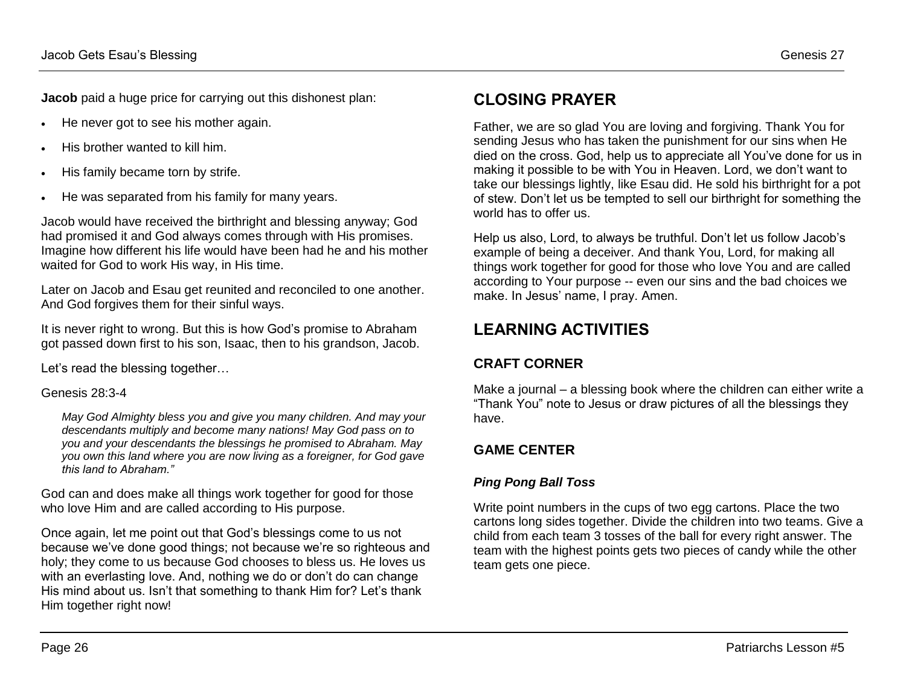**Jacob** paid a huge price for carrying out this dishonest plan:

- He never got to see his mother again.
- His brother wanted to kill him.
- His family became torn by strife.
- He was separated from his family for many years.

Jacob would have received the birthright and blessing anyway; God had promised it and God always comes through with His promises. Imagine how different his life would have been had he and his mother waited for God to work His way, in His time.

Later on Jacob and Esau get reunited and reconciled to one another. And God forgives them for their sinful ways.

It is never right to wrong. But this is how God's promise to Abraham got passed down first to his son, Isaac, then to his grandson, Jacob.

Let's read the blessing together…

Genesis 28:3-4

> *May God Almighty bless you and give you many children. And may your descendants multiply and become many nations! May God pass on to you and your descendants the blessings he promised to Abraham. May you own this land where you are now living as a foreigner, for God gave this land to Abraham."*

God can and does make all things work together for good for those who love Him and are called according to His purpose.

Once again, let me point out that God's blessings come to us not because we've done good things; not because we're so righteous and holy; they come to us because God chooses to bless us. He loves us with an everlasting love. And, nothing we do or don't do can change His mind about us. Isn't that something to thank Him for? Let's thank Him together right now!

## CLOSING PRAYER

Father, we are so glad You are loving and forgiving. Thank You for sending Jesus who has taken the punishment for our sins when He died on the cross. God, help us to appreciate all You've done for us in making it possible to be with You in Heaven. Lord, we don't want to take our blessings lightly, like Esau did. He sold his birthright for a pot of stew. Don't let us be tempted to sell our birthright for something the world has to offer us.

Help us also, Lord, to always be truthful. Don't let us follow Jacob's example of being a deceiver. And thank You, Lord, for making all things work together for good for those who love You and are called according to Your purpose -- even our sins and the bad choices we make. In Jesus' name, I pray. Amen.

## LEARNING ACTIVITIES

### CRAFT CORNER

Make a journal – a blessing book where the children can either write a "Thank You" note to Jesus or draw pictures of all the blessings they have.

### GAME CENTER

***Ping Pong Ball Toss***

Write point numbers in the cups of two egg cartons. Place the two cartons long sides together. Divide the children into two teams. Give a child from each team 3 tosses of the ball for every right answer. The team with the highest points gets two pieces of candy while the other team gets one piece.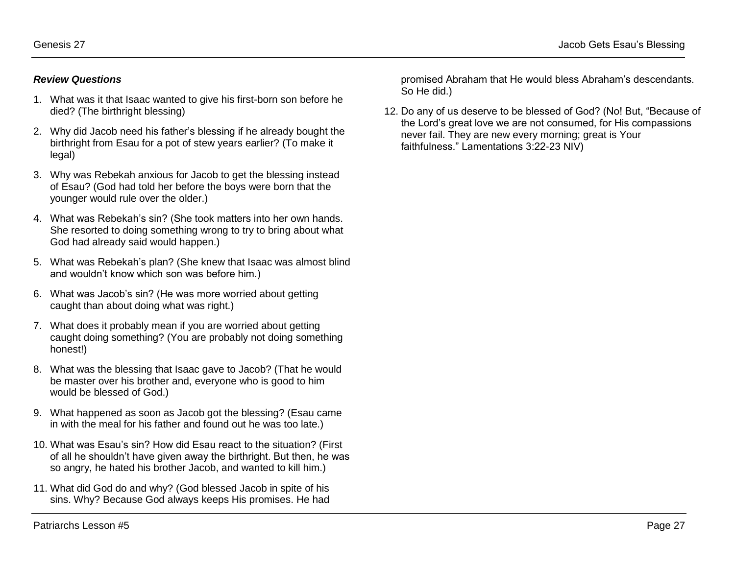***Review Questions***

1. What was it that Isaac wanted to give his first-born son before he died? (The birthright blessing)
2. Why did Jacob need his father's blessing if he already bought the birthright from Esau for a pot of stew years earlier? (To make it legal)
3. Why was Rebekah anxious for Jacob to get the blessing instead of Esau? (God had told her before the boys were born that the younger would rule over the older.)
4. What was Rebekah's sin? (She took matters into her own hands. She resorted to doing something wrong to try to bring about what God had already said would happen.)
5. What was Rebekah's plan? (She knew that Isaac was almost blind and wouldn't know which son was before him.)
6. What was Jacob's sin? (He was more worried about getting caught than about doing what was right.)
7. What does it probably mean if you are worried about getting caught doing something? (You are probably not doing something honest!)
8. What was the blessing that Isaac gave to Jacob? (That he would be master over his brother and, everyone who is good to him would be blessed of God.)
9. What happened as soon as Jacob got the blessing? (Esau came in with the meal for his father and found out he was too late.)
10. What was Esau's sin? How did Esau react to the situation? (First of all he shouldn't have given away the birthright. But then, he was so angry, he hated his brother Jacob, and wanted to kill him.)
11. What did God do and why? (God blessed Jacob in spite of his sins. Why? Because God always keeps His promises. He had promised Abraham that He would bless Abraham's descendants. So He did.)
12. Do any of us deserve to be blessed of God? (No! But, "Because of the Lord's great love we are not consumed, for His compassions never fail. They are new every morning; great is Your faithfulness." Lamentations 3:22-23 NIV)